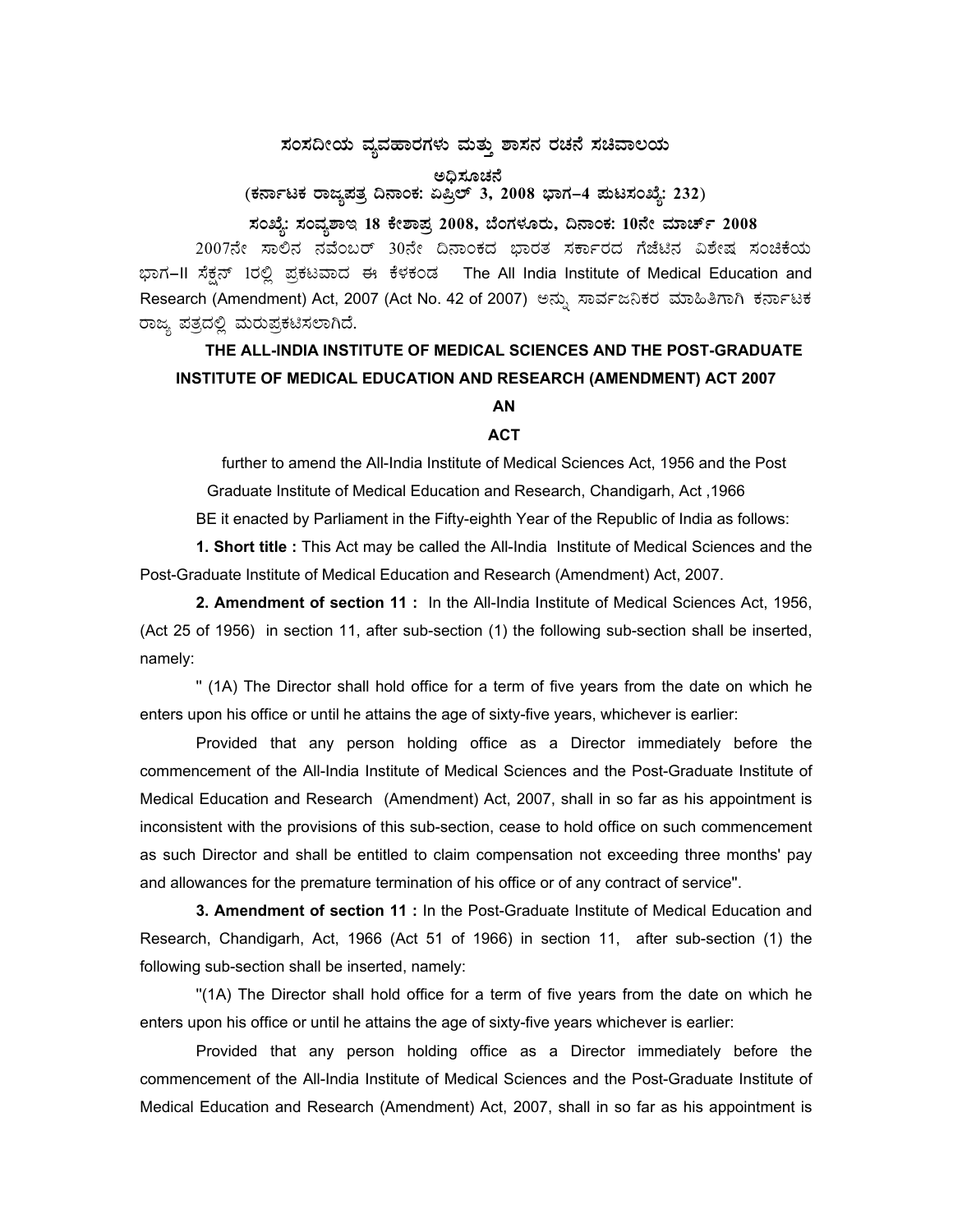# ಸಂಸದೀಯ ವ್ಯವಹಾರಗಳು ಮತ್ತು ಶಾಸನ ರಚನೆ ಸಚಿವಾಲಯ

**ಅಧಿಸೂಚನೆ**

**(ಕರ್ನಾಟಕ ರಾಜ್ಯಪತ್ರ ದಿನಾಂಕ: ಏಪ್ರಿಲ್ 3, 2008 ಭಾಗ–4 ಪುಟಸಂಖ್ಯೆ: 232)**

**ಸಂಖ್ಯೆ: ಸಂವ್ಯಶಾಇ 18 ಕೇಶಾಪ್ರ 2008, ಬೆಂಗಳೂರು, ದಿನಾಂಕ: 10ನೇ ಮಾರ್ಚ್ 2008**

2007ನೇ ಸಾಲಿನ ನವೆಂಬರ್ 30ನೇ ದಿನಾಂಕದ ಭಾರತ ಸರ್ಕಾರದ ಗೆಜೆಟಿನ ವಿಶೇಷ ಸಂಚಿಕೆಯ ಭಾಗ–II ಸೆಕ್ಷನ್ 1ರಲ್ಲಿ ಪ್ರಕಟವಾದ ಈ ಕೆಳಕಂಡ The All India Institute of Medical Education and Research (Amendment) Act, 2007 (Act No. 42 of 2007) ಅನ್ನು ಸಾರ್ವಜನಿಕರ ಮಾಹಿತಿಗಾಗಿ ಕರ್ನಾಟಕ ರಾಜ್ಯ ಪತ್ರದಲ್ಲಿ ಮರುಪ್ರಕಟಿಸಲಾಗಿದೆ.

## THE ALL-INDIA INSTITUTE OF MEDICAL SCIENCES AND THE POST-GRADUATE INSTITUTE OF MEDICAL EDUCATION AND RESEARCH (AMENDMENT) ACT 2007

**AN**

**ACT**

further to amend the All-India Institute of Medical Sciences Act, 1956 and the Post Graduate Institute of Medical Education and Research, Chandigarh, Act ,1966

BE it enacted by Parliament in the Fifty-eighth Year of the Republic of India as follows:

**1. Short title :** This Act may be called the All-India Institute of Medical Sciences and the Post-Graduate Institute of Medical Education and Research (Amendment) Act, 2007.

**2. Amendment of section 11 :** In the All-India Institute of Medical Sciences Act, 1956, (Act 25 of 1956) in section 11, after sub-section (1) the following sub-section shall be inserted, namely:

" (1A) The Director shall hold office for a term of five years from the date on which he enters upon his office or until he attains the age of sixty-five years, whichever is earlier:

Provided that any person holding office as a Director immediately before the commencement of the All-India Institute of Medical Sciences and the Post-Graduate Institute of Medical Education and Research (Amendment) Act, 2007, shall in so far as his appointment is inconsistent with the provisions of this sub-section, cease to hold office on such commencement as such Director and shall be entitled to claim compensation not exceeding three months' pay and allowances for the premature termination of his office or of any contract of service".

**3. Amendment of section 11 :** In the Post-Graduate Institute of Medical Education and Research, Chandigarh, Act, 1966 (Act 51 of 1966) in section 11, after sub-section (1) the following sub-section shall be inserted, namely:

"(1A) The Director shall hold office for a term of five years from the date on which he enters upon his office or until he attains the age of sixty-five years whichever is earlier:

Provided that any person holding office as a Director immediately before the commencement of the All-India Institute of Medical Sciences and the Post-Graduate Institute of Medical Education and Research (Amendment) Act, 2007, shall in so far as his appointment is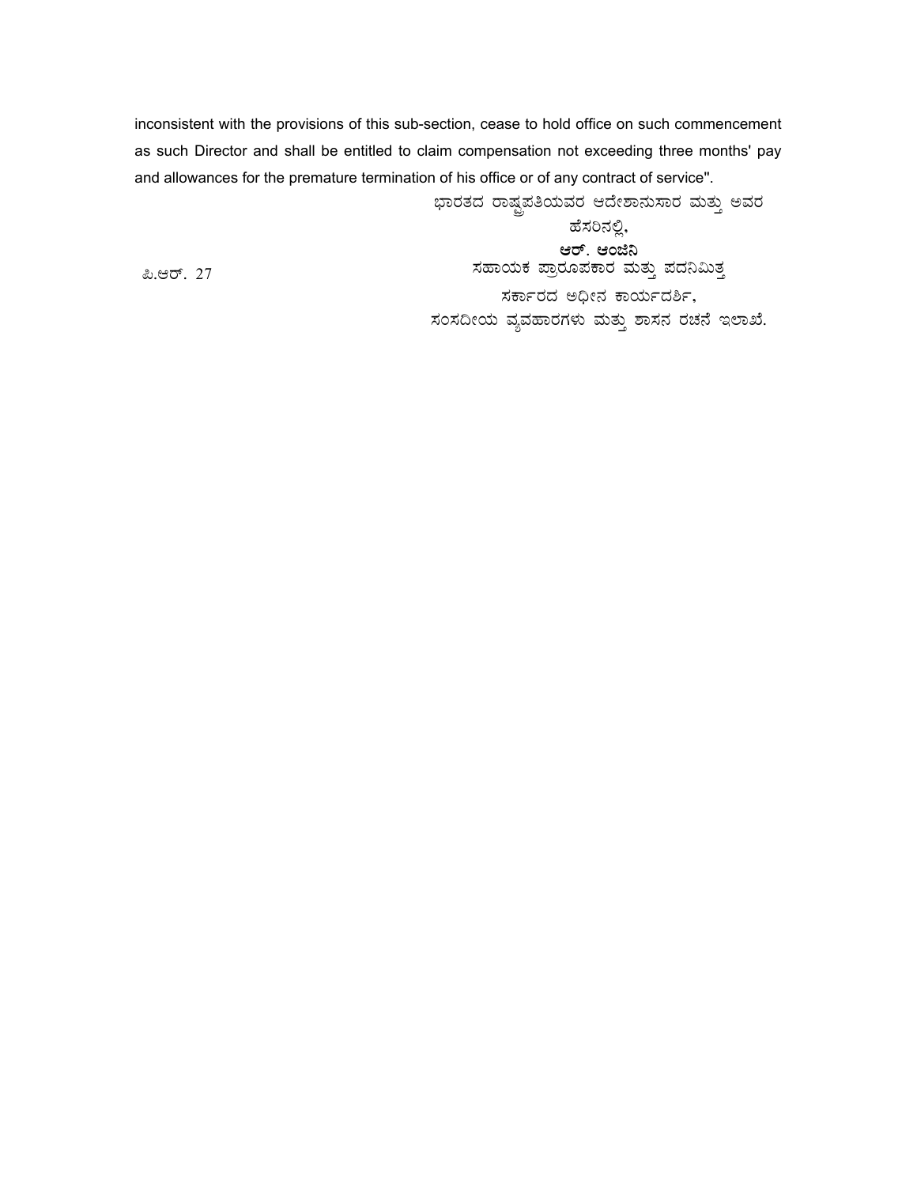inconsistent with the provisions of this sub-section, cease to hold office on such commencement as such Director and shall be entitled to claim compensation not exceeding three months' pay and allowances for the premature termination of his office or of any contract of service''.

ಭಾರತದ ರಾಷ್ಟ್ರಪತಿಯವರ ಆದೇಶಾನುಸಾರ ಮತ್ತು ಅವರ ಹೆಸರಿನಲ್ಲಿ,

**ಆರ್. ಆಂಜಿನಿ**

ಸಹಾಯಕ ಪ್ರಾರೂಪಕಾರ ಮತ್ತು ಪದನಿಮಿತ್ತ

ಸರ್ಕಾರದ ಅಧೀನ ಕಾರ್ಯದರ್ಶಿ,

ಸಂಸದೀಯ ವ್ಯವಹಾರಗಳು ಮತ್ತು ಶಾಸನ ರಚನೆ ಇಲಾಖೆ.

ಪಿ.ಆರ್. 27